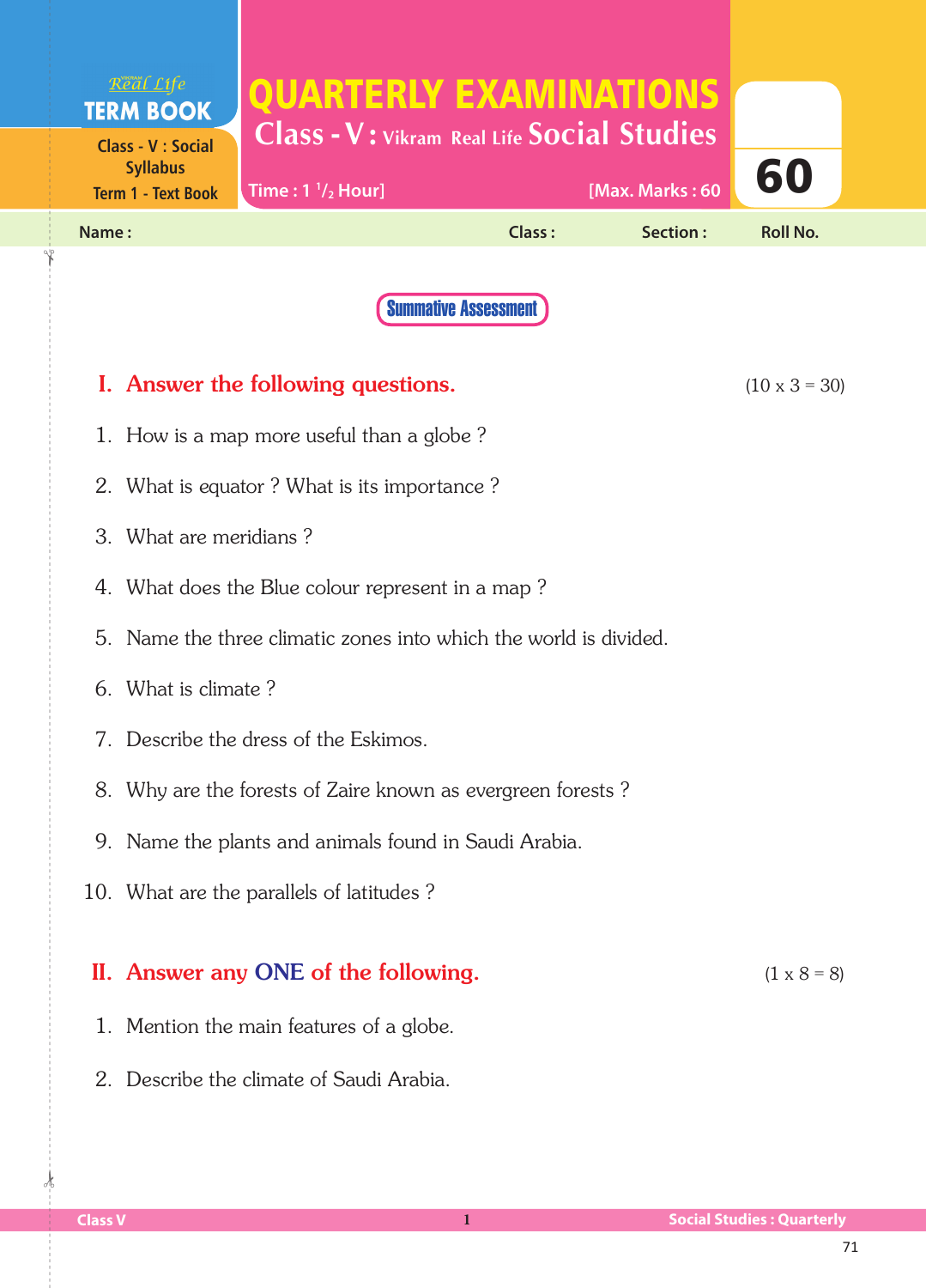Real Life
**TERM BOOK**

Class - V : Social Syllabus
Term 1 - Text Book

# QUARTERLY EXAMINATIONS

## Class - V : Vikram Real Life Social Studies

Time : 1 $^{1}/_{2}$ Hour] [Max. Marks : 60

**60**

Name : Class : Section : Roll No.

**Summative Assessment**

## I. Answer the following questions. (10 x 3 = 30)

1. How is a map more useful than a globe ?
2. What is equator ? What is its importance ?
3. What are meridians ?
4. What does the Blue colour represent in a map ?
5. Name the three climatic zones into which the world is divided.
6. What is climate ?
7. Describe the dress of the Eskimos.
8. Why are the forests of Zaire known as evergreen forests ?
9. Name the plants and animals found in Saudi Arabia.
10. What are the parallels of latitudes ?

## II. Answer any ONE of the following. (1 x 8 = 8)

1. Mention the main features of a globe.
2. Describe the climate of Saudi Arabia.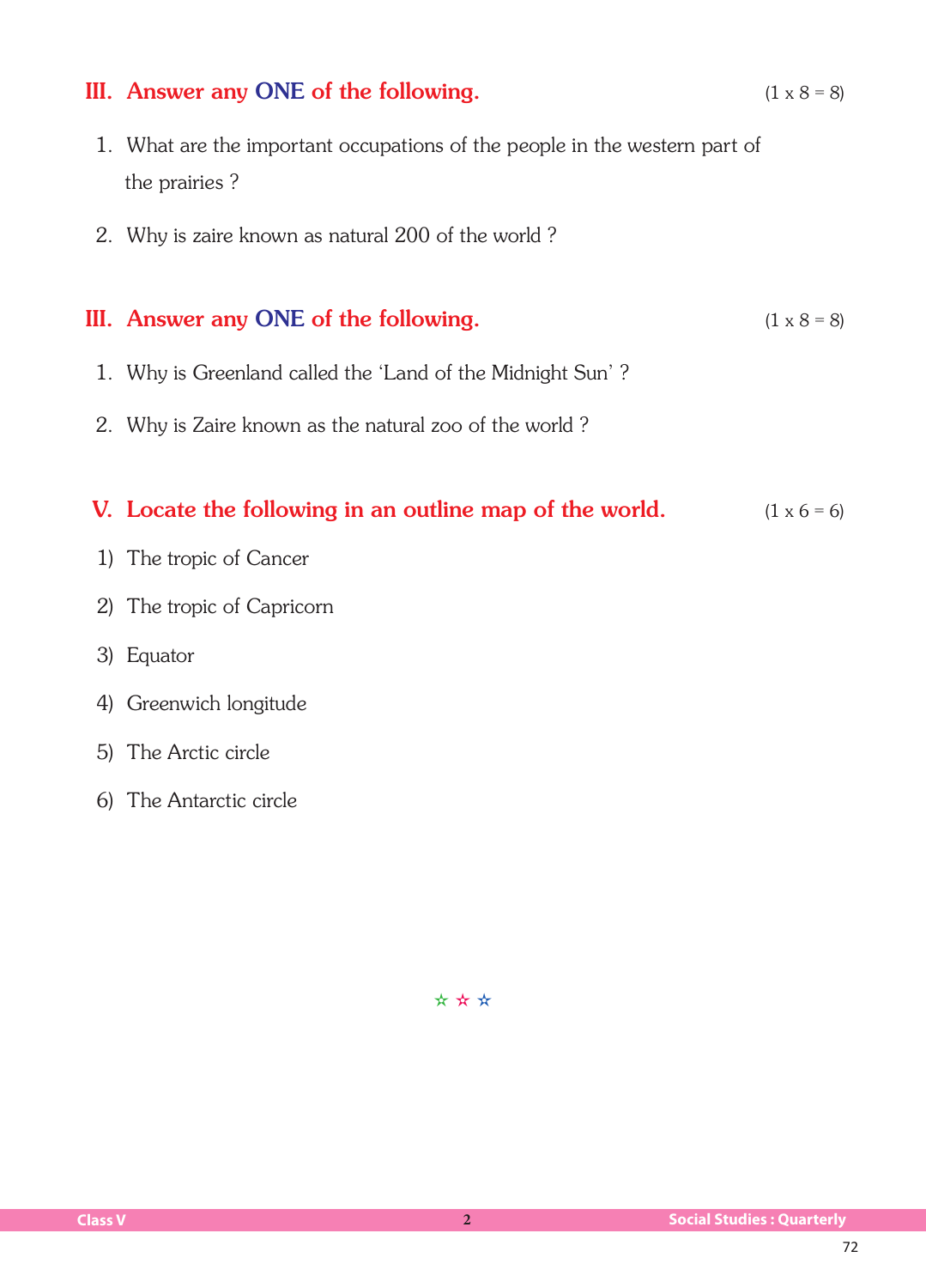## III. Answer any ONE of the following. (1 x 8 = 8)

1. What are the important occupations of the people in the western part of the prairies ?
2. Why is zaire known as natural 200 of the world ?

## III. Answer any ONE of the following. (1 x 8 = 8)

1. Why is Greenland called the 'Land of the Midnight Sun' ?
2. Why is Zaire known as the natural zoo of the world ?

## V. Locate the following in an outline map of the world. (1 x 6 = 6)

1) The tropic of Cancer
2) The tropic of Capricorn
3) Equator
4) Greenwich longitude
5) The Arctic circle
6) The Antarctic circle

☆ ☆ ☆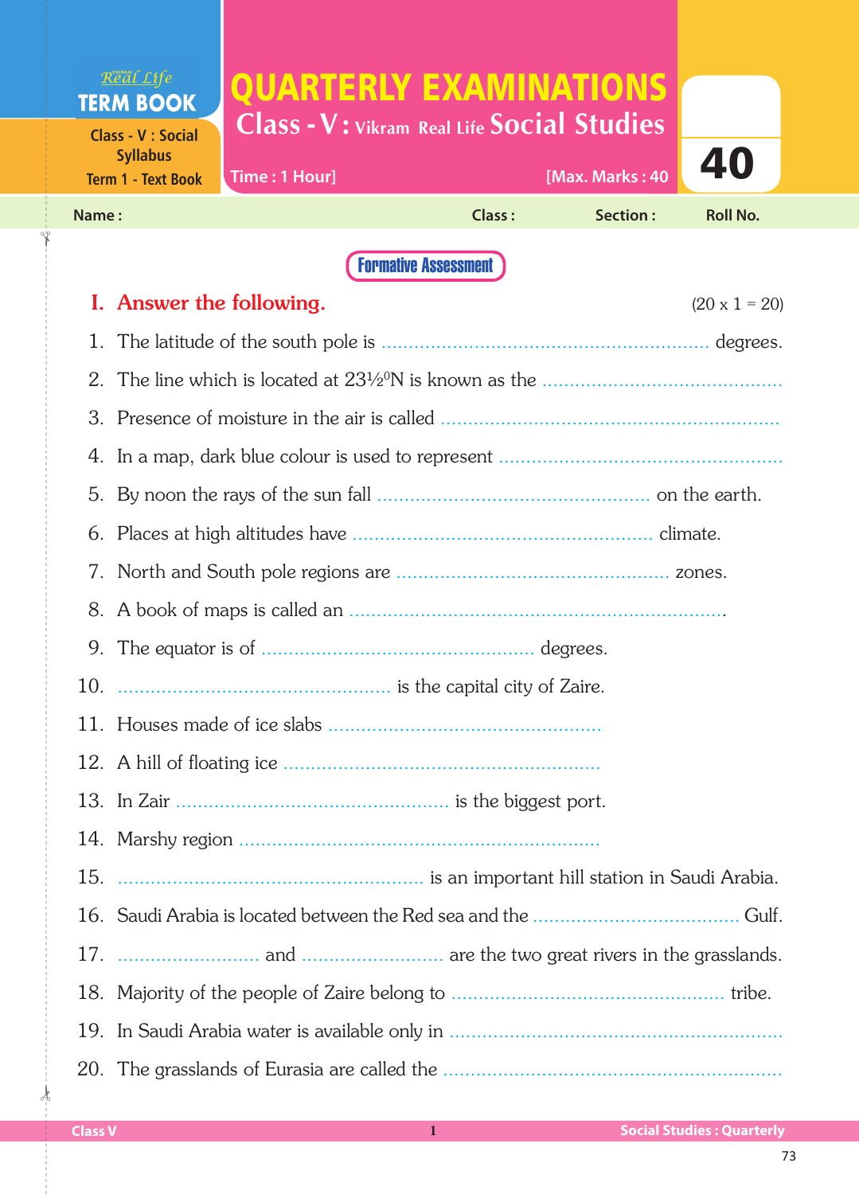Real Life
**TERM BOOK**

Class - V : Social Syllabus
Term 1 - Text Book

# QUARTERLY EXAMINATIONS

## Class - V : Vikram Real Life Social Studies

Time : 1 Hour] [Max. Marks : 40

**40**

Name : Class : Section : Roll No.

**Formative Assessment**

## I. Answer the following. (20 x 1 = 20)

1. The latitude of the south pole is .................................................................. degrees.
2. The line which is located at 23½$^0$N is known as the ................................................
3. Presence of moisture in the air is called ..................................................................
4. In a map, dark blue colour is used to represent ........................................................
5. By noon the rays of the sun fall ...................................................... on the earth.
6. Places at high altitudes have ......................................................... climate.
7. North and South pole regions are ..................................................... zones.
8. A book of maps is called an ........................................................................
9. The equator is of ...................................................... degrees.
10. ...................................................... is the capital city of Zaire.
11. Houses made of ice slabs ......................................................
12. A hill of floating ice ..........................................................
13. In Zair ...................................................... is the biggest port.
14. Marshy region ..................................................................
15. .......................................................... is an important hill station in Saudi Arabia.
16. Saudi Arabia is located between the Red sea and the ......................................... Gulf.
17. .......................... and .......................... are the two great rivers in the grasslands.
18. Majority of the people of Zaire belong to ..................................................... tribe.
19. In Saudi Arabia water is available only in ..................................................................
20. The grasslands of Eurasia are called the ..................................................................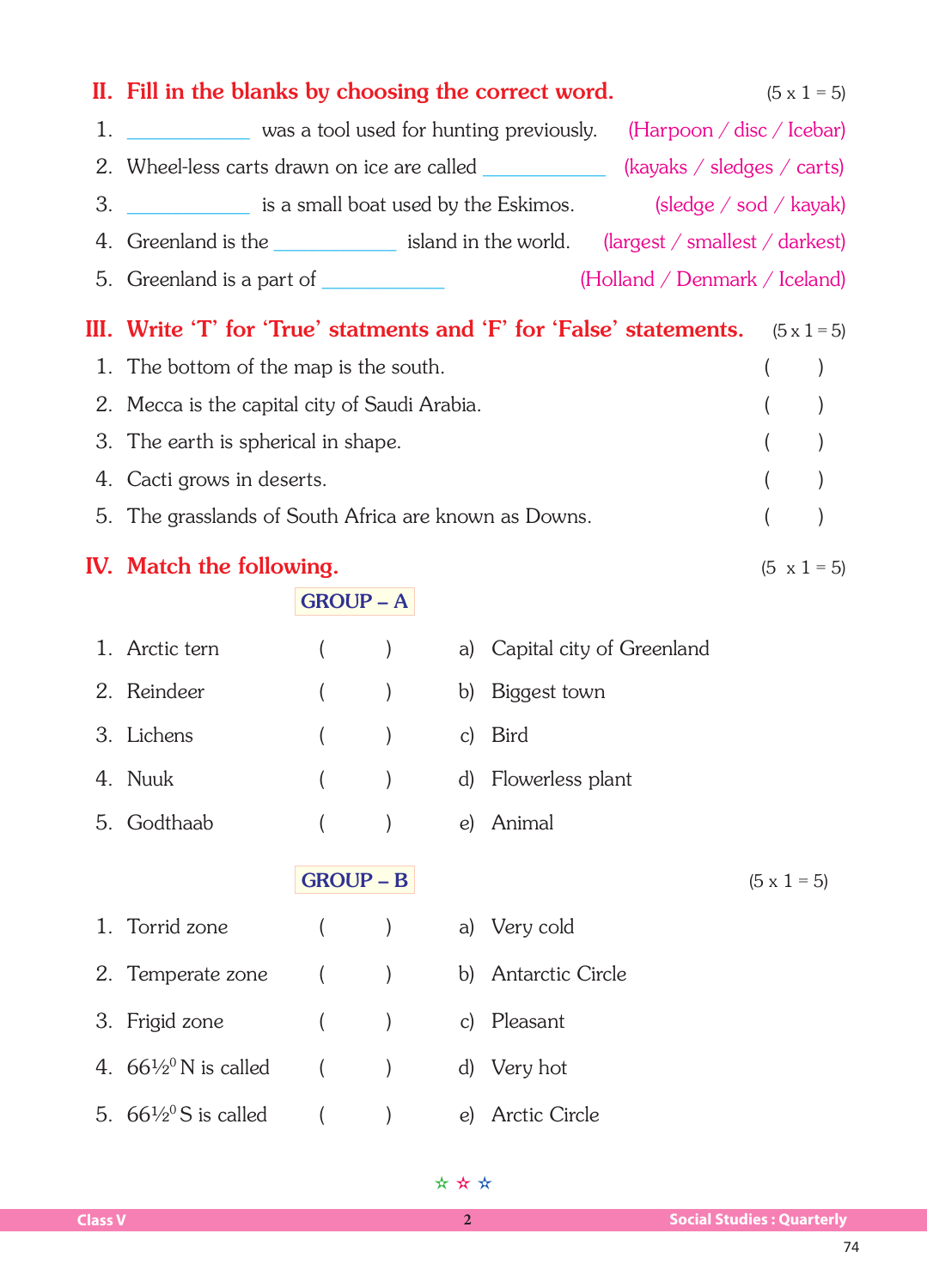## II. Fill in the blanks by choosing the correct word. (5 x 1 = 5)

1. ____________ was a tool used for hunting previously. (Harpoon / disc / Icebar)
2. Wheel-less carts drawn on ice are called ____________ (kayaks / sledges / carts)
3. ____________ is a small boat used by the Eskimos. (sledge / sod / kayak)
4. Greenland is the ____________ island in the world. (largest / smallest / darkest)
5. Greenland is a part of ____________ (Holland / Denmark / Iceland)

## III. Write 'T' for 'True' statments and 'F' for 'False' statements. (5 x 1 = 5)

1. The bottom of the map is the south. (    )
2. Mecca is the capital city of Saudi Arabia. (    )
3. The earth is spherical in shape. (    )
4. Cacti grows in deserts. (    )
5. The grasslands of South Africa are known as Downs. (    )

## IV. Match the following. (5 x 1 = 5)

**GROUP – A**

| | | | |
|---|---|---|---|
| 1. Arctic tern | (    ) | a) | Capital city of Greenland |
| 2. Reindeer | (    ) | b) | Biggest town |
| 3. Lichens | (    ) | c) | Bird |
| 4. Nuuk | (    ) | d) | Flowerless plant |
| 5. Godthaab | (    ) | e) | Animal |

**GROUP – B** (5 x 1 = 5)

| | | | |
|---|---|---|---|
| 1. Torrid zone | (    ) | a) | Very cold |
| 2. Temperate zone | (    ) | b) | Antarctic Circle |
| 3. Frigid zone | (    ) | c) | Pleasant |
| 4. $66\frac{1}{2}^0$ N is called | (    ) | d) | Very hot |
| 5. $66\frac{1}{2}^0$ S is called | (    ) | e) | Arctic Circle |

☆ ☆ ☆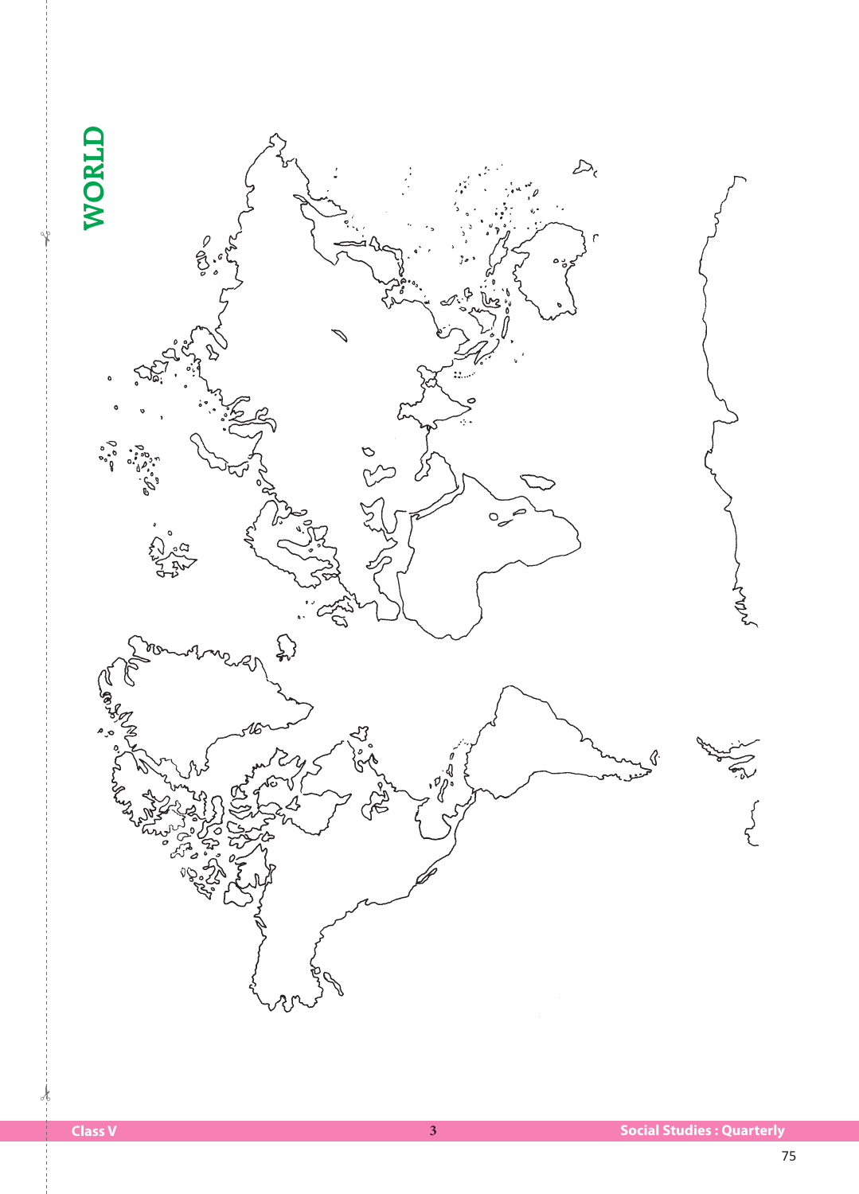# WORLD